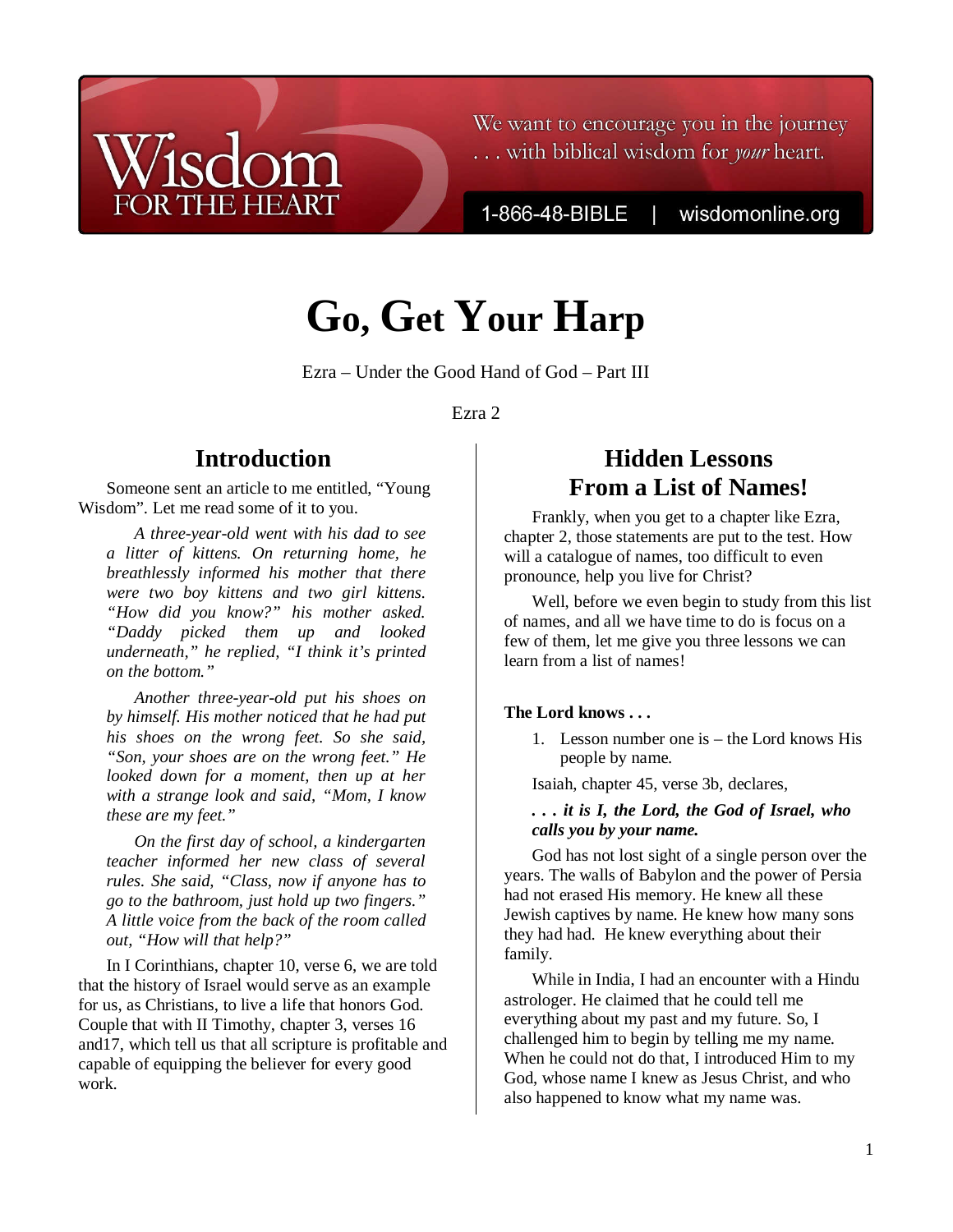Wisdom FOR THE HEART

We want to encourage you in the journey . . . with biblical wisdom for *your* heart.

1-866-48-BIBLE | wisdomonline.org

# Go, Get Your Harp

Ezra – Under the Good Hand of God – Part III

Ezra 2

## Introduction

Someone sent an article to me entitled, "Young Wisdom". Let me read some of it to you.

> *A three-year-old went with his dad to see a litter of kittens. On returning home, he breathlessly informed his mother that there were two boy kittens and two girl kittens. "How did you know?" his mother asked. "Daddy picked them up and looked underneath," he replied, "I think it's printed on the bottom."*
>
> *Another three-year-old put his shoes on by himself. His mother noticed that he had put his shoes on the wrong feet. So she said, "Son, your shoes are on the wrong feet." He looked down for a moment, then up at her with a strange look and said, "Mom, I know these are my feet."*
>
> *On the first day of school, a kindergarten teacher informed her new class of several rules. She said, "Class, now if anyone has to go to the bathroom, just hold up two fingers." A little voice from the back of the room called out, "How will that help?"*

In I Corinthians, chapter 10, verse 6, we are told that the history of Israel would serve as an example for us, as Christians, to live a life that honors God. Couple that with II Timothy, chapter 3, verses 16 and17, which tell us that all scripture is profitable and capable of equipping the believer for every good work.

## Hidden Lessons From a List of Names!

Frankly, when you get to a chapter like Ezra, chapter 2, those statements are put to the test. How will a catalogue of names, too difficult to even pronounce, help you live for Christ?

Well, before we even begin to study from this list of names, and all we have time to do is focus on a few of them, let me give you three lessons we can learn from a list of names!

**The Lord knows . . .**

1. Lesson number one is – the Lord knows His people by name.

Isaiah, chapter 45, verse 3b, declares,

> ***. . . it is I, the Lord, the God of Israel, who calls you by your name.***

God has not lost sight of a single person over the years. The walls of Babylon and the power of Persia had not erased His memory. He knew all these Jewish captives by name. He knew how many sons they had had. He knew everything about their family.

While in India, I had an encounter with a Hindu astrologer. He claimed that he could tell me everything about my past and my future. So, I challenged him to begin by telling me my name. When he could not do that, I introduced Him to my God, whose name I knew as Jesus Christ, and who also happened to know what my name was.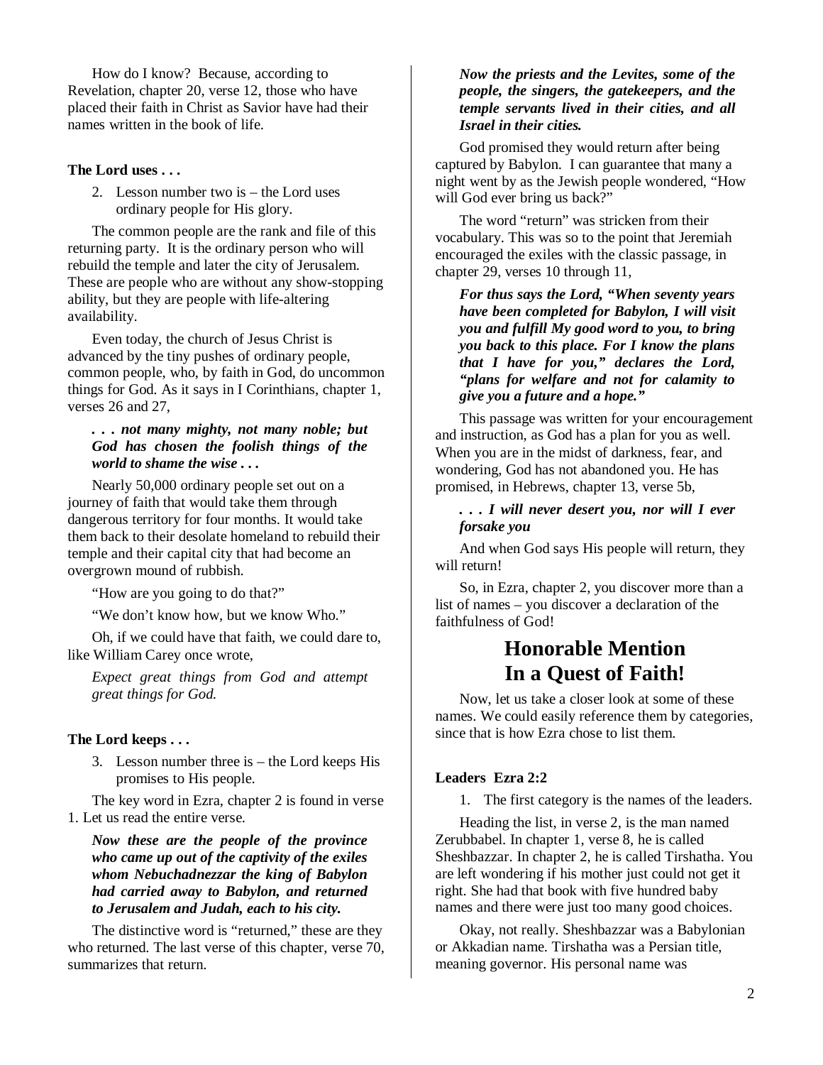How do I know? Because, according to Revelation, chapter 20, verse 12, those who have placed their faith in Christ as Savior have had their names written in the book of life.

**The Lord uses . . .**

2. Lesson number two is – the Lord uses ordinary people for His glory.

The common people are the rank and file of this returning party. It is the ordinary person who will rebuild the temple and later the city of Jerusalem. These are people who are without any show-stopping ability, but they are people with life-altering availability.

Even today, the church of Jesus Christ is advanced by the tiny pushes of ordinary people, common people, who, by faith in God, do uncommon things for God. As it says in I Corinthians, chapter 1, verses 26 and 27,

> ***. . . not many mighty, not many noble; but God has chosen the foolish things of the world to shame the wise . . .***

Nearly 50,000 ordinary people set out on a journey of faith that would take them through dangerous territory for four months. It would take them back to their desolate homeland to rebuild their temple and their capital city that had become an overgrown mound of rubbish.

"How are you going to do that?"

"We don't know how, but we know Who."

Oh, if we could have that faith, we could dare to, like William Carey once wrote,

> *Expect great things from God and attempt great things for God.*

**The Lord keeps . . .**

3. Lesson number three is – the Lord keeps His promises to His people.

The key word in Ezra, chapter 2 is found in verse 1. Let us read the entire verse.

> ***Now these are the people of the province who came up out of the captivity of the exiles whom Nebuchadnezzar the king of Babylon had carried away to Babylon, and returned to Jerusalem and Judah, each to his city.***

The distinctive word is "returned," these are they who returned. The last verse of this chapter, verse 70, summarizes that return.

> ***Now the priests and the Levites, some of the people, the singers, the gatekeepers, and the temple servants lived in their cities, and all Israel in their cities.***

God promised they would return after being captured by Babylon. I can guarantee that many a night went by as the Jewish people wondered, "How will God ever bring us back?"

The word "return" was stricken from their vocabulary. This was so to the point that Jeremiah encouraged the exiles with the classic passage, in chapter 29, verses 10 through 11,

> ***For thus says the Lord, "When seventy years have been completed for Babylon, I will visit you and fulfill My good word to you, to bring you back to this place. For I know the plans that I have for you," declares the Lord, "plans for welfare and not for calamity to give you a future and a hope."***

This passage was written for your encouragement and instruction, as God has a plan for you as well. When you are in the midst of darkness, fear, and wondering, God has not abandoned you. He has promised, in Hebrews, chapter 13, verse 5b,

> ***. . . I will never desert you, nor will I ever forsake you***

And when God says His people will return, they will return!

So, in Ezra, chapter 2, you discover more than a list of names – you discover a declaration of the faithfulness of God!

## Honorable Mention In a Quest of Faith!

Now, let us take a closer look at some of these names. We could easily reference them by categories, since that is how Ezra chose to list them.

**Leaders Ezra 2:2**

1. The first category is the names of the leaders.

Heading the list, in verse 2, is the man named Zerubbabel. In chapter 1, verse 8, he is called Sheshbazzar. In chapter 2, he is called Tirshatha. You are left wondering if his mother just could not get it right. She had that book with five hundred baby names and there were just too many good choices.

Okay, not really. Sheshbazzar was a Babylonian or Akkadian name. Tirshatha was a Persian title, meaning governor. His personal name was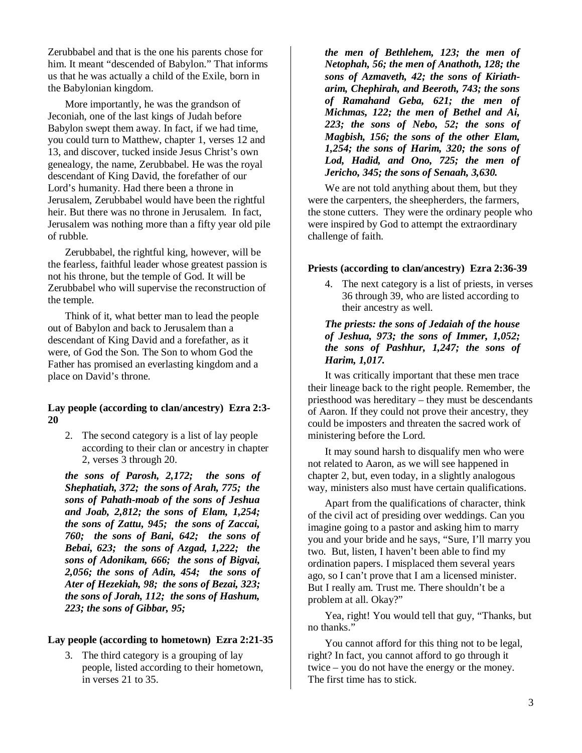Zerubbabel and that is the one his parents chose for him. It meant "descended of Babylon." That informs us that he was actually a child of the Exile, born in the Babylonian kingdom.

More importantly, he was the grandson of Jeconiah, one of the last kings of Judah before Babylon swept them away. In fact, if we had time, you could turn to Matthew, chapter 1, verses 12 and 13, and discover, tucked inside Jesus Christ's own genealogy, the name, Zerubbabel. He was the royal descendant of King David, the forefather of our Lord's humanity. Had there been a throne in Jerusalem, Zerubbabel would have been the rightful heir. But there was no throne in Jerusalem. In fact, Jerusalem was nothing more than a fifty year old pile of rubble.

Zerubbabel, the rightful king, however, will be the fearless, faithful leader whose greatest passion is not his throne, but the temple of God. It will be Zerubbabel who will supervise the reconstruction of the temple.

Think of it, what better man to lead the people out of Babylon and back to Jerusalem than a descendant of King David and a forefather, as it were, of God the Son. The Son to whom God the Father has promised an everlasting kingdom and a place on David's throne.

**Lay people (according to clan/ancestry) Ezra 2:3-20**

2. The second category is a list of lay people according to their clan or ancestry in chapter 2, verses 3 through 20.

***the sons of Parosh, 2,172; the sons of Shephatiah, 372; the sons of Arah, 775; the sons of Pahath-moab of the sons of Jeshua and Joab, 2,812; the sons of Elam, 1,254; the sons of Zattu, 945; the sons of Zaccai, 760; the sons of Bani, 642; the sons of Bebai, 623; the sons of Azgad, 1,222; the sons of Adonikam, 666; the sons of Bigvai, 2,056; the sons of Adin, 454; the sons of Ater of Hezekiah, 98; the sons of Bezai, 323; the sons of Jorah, 112; the sons of Hashum, 223; the sons of Gibbar, 95;***

**Lay people (according to hometown) Ezra 2:21-35**

3. The third category is a grouping of lay people, listed according to their hometown, in verses 21 to 35.

***the men of Bethlehem, 123; the men of Netophah, 56; the men of Anathoth, 128; the sons of Azmaveth, 42; the sons of Kiriath-arim, Chephirah, and Beeroth, 743; the sons of Ramahand Geba, 621; the men of Michmas, 122; the men of Bethel and Ai, 223; the sons of Nebo, 52; the sons of Magbish, 156; the sons of the other Elam, 1,254; the sons of Harim, 320; the sons of Lod, Hadid, and Ono, 725; the men of Jericho, 345; the sons of Senaah, 3,630.***

We are not told anything about them, but they were the carpenters, the sheepherders, the farmers, the stone cutters. They were the ordinary people who were inspired by God to attempt the extraordinary challenge of faith.

**Priests (according to clan/ancestry) Ezra 2:36-39**

4. The next category is a list of priests, in verses 36 through 39, who are listed according to their ancestry as well.

***The priests: the sons of Jedaiah of the house of Jeshua, 973; the sons of Immer, 1,052; the sons of Pashhur, 1,247; the sons of Harim, 1,017.***

It was critically important that these men trace their lineage back to the right people. Remember, the priesthood was hereditary – they must be descendants of Aaron. If they could not prove their ancestry, they could be imposters and threaten the sacred work of ministering before the Lord.

It may sound harsh to disqualify men who were not related to Aaron, as we will see happened in chapter 2, but, even today, in a slightly analogous way, ministers also must have certain qualifications.

Apart from the qualifications of character, think of the civil act of presiding over weddings. Can you imagine going to a pastor and asking him to marry you and your bride and he says, "Sure, I'll marry you two. But, listen, I haven't been able to find my ordination papers. I misplaced them several years ago, so I can't prove that I am a licensed minister. But I really am. Trust me. There shouldn't be a problem at all. Okay?"

Yea, right! You would tell that guy, "Thanks, but no thanks."

You cannot afford for this thing not to be legal, right? In fact, you cannot afford to go through it twice – you do not have the energy or the money. The first time has to stick.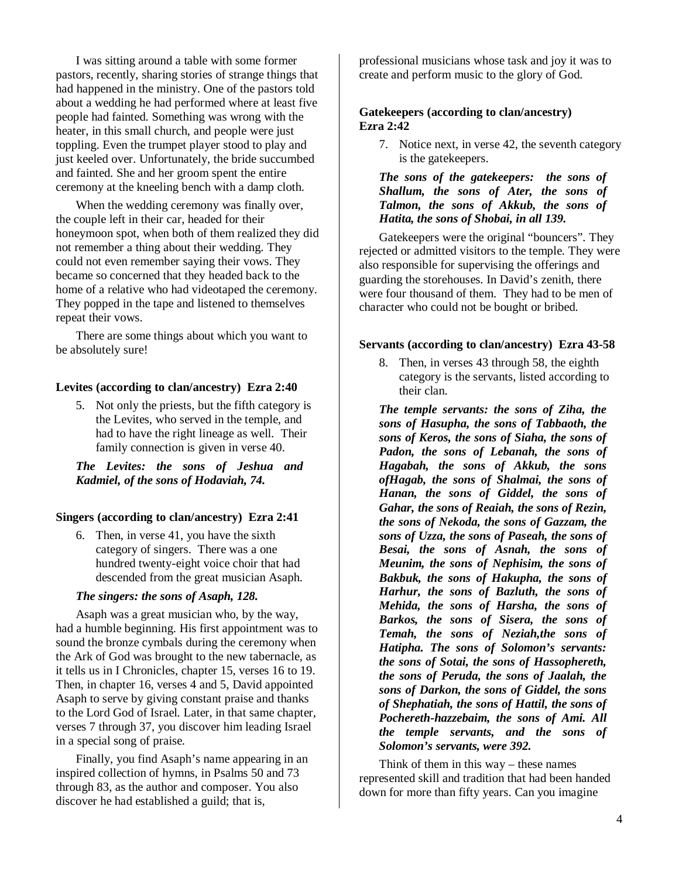I was sitting around a table with some former pastors, recently, sharing stories of strange things that had happened in the ministry. One of the pastors told about a wedding he had performed where at least five people had fainted. Something was wrong with the heater, in this small church, and people were just toppling. Even the trumpet player stood to play and just keeled over. Unfortunately, the bride succumbed and fainted. She and her groom spent the entire ceremony at the kneeling bench with a damp cloth.

When the wedding ceremony was finally over, the couple left in their car, headed for their honeymoon spot, when both of them realized they did not remember a thing about their wedding. They could not even remember saying their vows. They became so concerned that they headed back to the home of a relative who had videotaped the ceremony. They popped in the tape and listened to themselves repeat their vows.

There are some things about which you want to be absolutely sure!

**Levites (according to clan/ancestry) Ezra 2:40**

5. Not only the priests, but the fifth category is the Levites, who served in the temple, and had to have the right lineage as well. Their family connection is given in verse 40.

***The Levites: the sons of Jeshua and Kadmiel, of the sons of Hodaviah, 74.***

**Singers (according to clan/ancestry) Ezra 2:41**

6. Then, in verse 41, you have the sixth category of singers. There was a one hundred twenty-eight voice choir that had descended from the great musician Asaph.

***The singers: the sons of Asaph, 128.***

Asaph was a great musician who, by the way, had a humble beginning. His first appointment was to sound the bronze cymbals during the ceremony when the Ark of God was brought to the new tabernacle, as it tells us in I Chronicles, chapter 15, verses 16 to 19. Then, in chapter 16, verses 4 and 5, David appointed Asaph to serve by giving constant praise and thanks to the Lord God of Israel. Later, in that same chapter, verses 7 through 37, you discover him leading Israel in a special song of praise.

Finally, you find Asaph's name appearing in an inspired collection of hymns, in Psalms 50 and 73 through 83, as the author and composer. You also discover he had established a guild; that is, professional musicians whose task and joy it was to create and perform music to the glory of God.

**Gatekeepers (according to clan/ancestry) Ezra 2:42**

7. Notice next, in verse 42, the seventh category is the gatekeepers.

***The sons of the gatekeepers: the sons of Shallum, the sons of Ater, the sons of Talmon, the sons of Akkub, the sons of Hatita, the sons of Shobai, in all 139.***

Gatekeepers were the original "bouncers". They rejected or admitted visitors to the temple. They were also responsible for supervising the offerings and guarding the storehouses. In David's zenith, there were four thousand of them. They had to be men of character who could not be bought or bribed.

**Servants (according to clan/ancestry) Ezra 43-58**

8. Then, in verses 43 through 58, the eighth category is the servants, listed according to their clan.

***The temple servants: the sons of Ziha, the sons of Hasupha, the sons of Tabbaoth, the sons of Keros, the sons of Siaha, the sons of Padon, the sons of Lebanah, the sons of Hagabah, the sons of Akkub, the sons ofHagab, the sons of Shalmai, the sons of Hanan, the sons of Giddel, the sons of Gahar, the sons of Reaiah, the sons of Rezin, the sons of Nekoda, the sons of Gazzam, the sons of Uzza, the sons of Paseah, the sons of Besai, the sons of Asnah, the sons of Meunim, the sons of Nephisim, the sons of Bakbuk, the sons of Hakupha, the sons of Harhur, the sons of Bazluth, the sons of Mehida, the sons of Harsha, the sons of Barkos, the sons of Sisera, the sons of Temah, the sons of Neziah,the sons of Hatipha. The sons of Solomon's servants: the sons of Sotai, the sons of Hassophereth, the sons of Peruda, the sons of Jaalah, the sons of Darkon, the sons of Giddel, the sons of Shephatiah, the sons of Hattil, the sons of Pochereth-hazzebaim, the sons of Ami. All the temple servants, and the sons of Solomon's servants, were 392.***

Think of them in this way – these names represented skill and tradition that had been handed down for more than fifty years. Can you imagine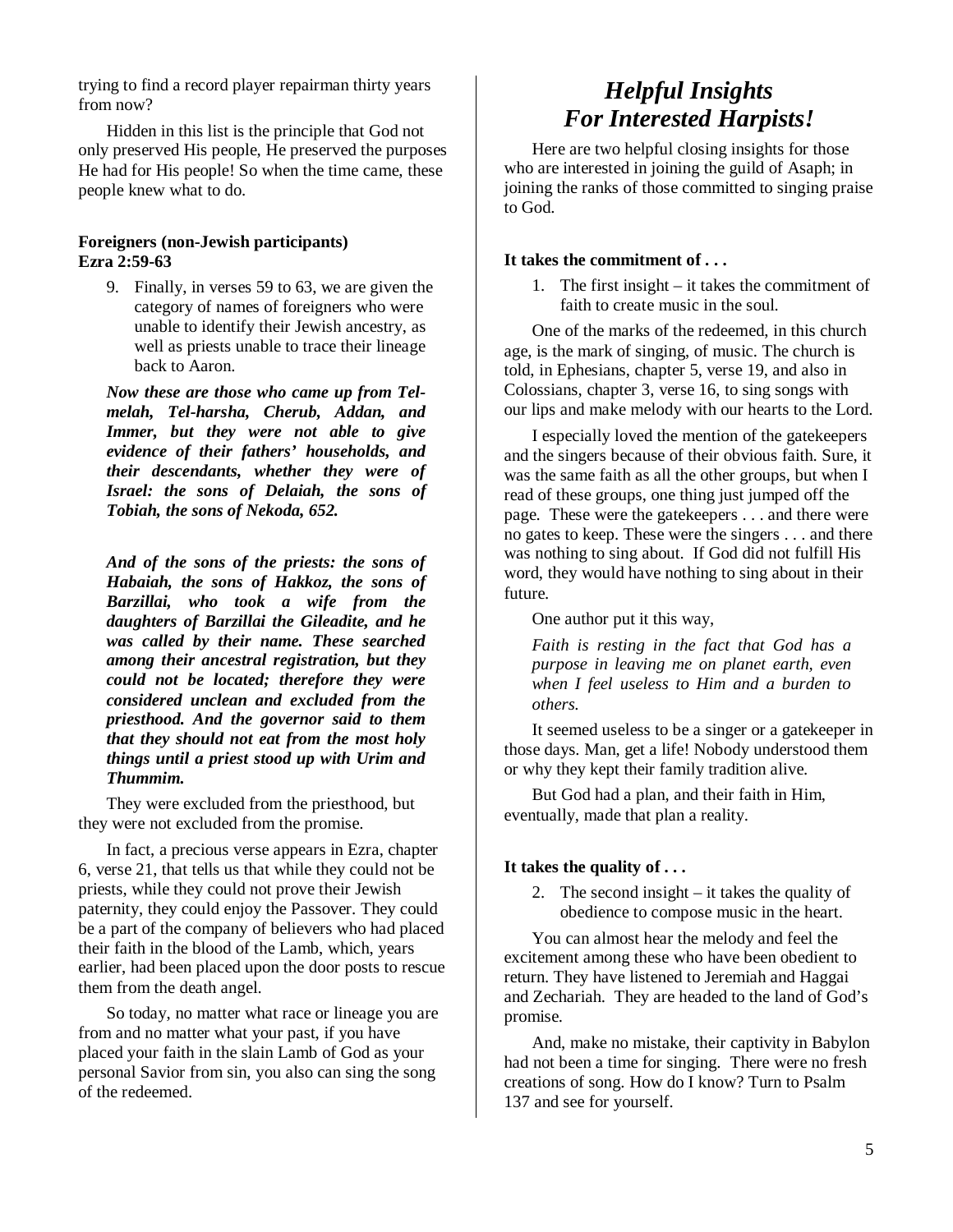trying to find a record player repairman thirty years from now?

Hidden in this list is the principle that God not only preserved His people, He preserved the purposes He had for His people! So when the time came, these people knew what to do.

**Foreigners (non-Jewish participants)**
**Ezra 2:59-63**

9. Finally, in verses 59 to 63, we are given the category of names of foreigners who were unable to identify their Jewish ancestry, as well as priests unable to trace their lineage back to Aaron.

***Now these are those who came up from Tel-melah, Tel-harsha, Cherub, Addan, and Immer, but they were not able to give evidence of their fathers' households, and their descendants, whether they were of Israel: the sons of Delaiah, the sons of Tobiah, the sons of Nekoda, 652.***

***And of the sons of the priests: the sons of Habaiah, the sons of Hakkoz, the sons of Barzillai, who took a wife from the daughters of Barzillai the Gileadite, and he was called by their name. These searched among their ancestral registration, but they could not be located; therefore they were considered unclean and excluded from the priesthood. And the governor said to them that they should not eat from the most holy things until a priest stood up with Urim and Thummim.***

They were excluded from the priesthood, but they were not excluded from the promise.

In fact, a precious verse appears in Ezra, chapter 6, verse 21, that tells us that while they could not be priests, while they could not prove their Jewish paternity, they could enjoy the Passover. They could be a part of the company of believers who had placed their faith in the blood of the Lamb, which, years earlier, had been placed upon the door posts to rescue them from the death angel.

So today, no matter what race or lineage you are from and no matter what your past, if you have placed your faith in the slain Lamb of God as your personal Savior from sin, you also can sing the song of the redeemed.

# *Helpful Insights For Interested Harpists!*

Here are two helpful closing insights for those who are interested in joining the guild of Asaph; in joining the ranks of those committed to singing praise to God.

**It takes the commitment of . . .**

1. The first insight – it takes the commitment of faith to create music in the soul.

One of the marks of the redeemed, in this church age, is the mark of singing, of music. The church is told, in Ephesians, chapter 5, verse 19, and also in Colossians, chapter 3, verse 16, to sing songs with our lips and make melody with our hearts to the Lord.

I especially loved the mention of the gatekeepers and the singers because of their obvious faith. Sure, it was the same faith as all the other groups, but when I read of these groups, one thing just jumped off the page. These were the gatekeepers . . . and there were no gates to keep. These were the singers . . . and there was nothing to sing about. If God did not fulfill His word, they would have nothing to sing about in their future.

One author put it this way,

*Faith is resting in the fact that God has a purpose in leaving me on planet earth, even when I feel useless to Him and a burden to others.*

It seemed useless to be a singer or a gatekeeper in those days. Man, get a life! Nobody understood them or why they kept their family tradition alive.

But God had a plan, and their faith in Him, eventually, made that plan a reality.

**It takes the quality of . . .**

2. The second insight – it takes the quality of obedience to compose music in the heart.

You can almost hear the melody and feel the excitement among these who have been obedient to return. They have listened to Jeremiah and Haggai and Zechariah. They are headed to the land of God's promise.

And, make no mistake, their captivity in Babylon had not been a time for singing. There were no fresh creations of song. How do I know? Turn to Psalm 137 and see for yourself.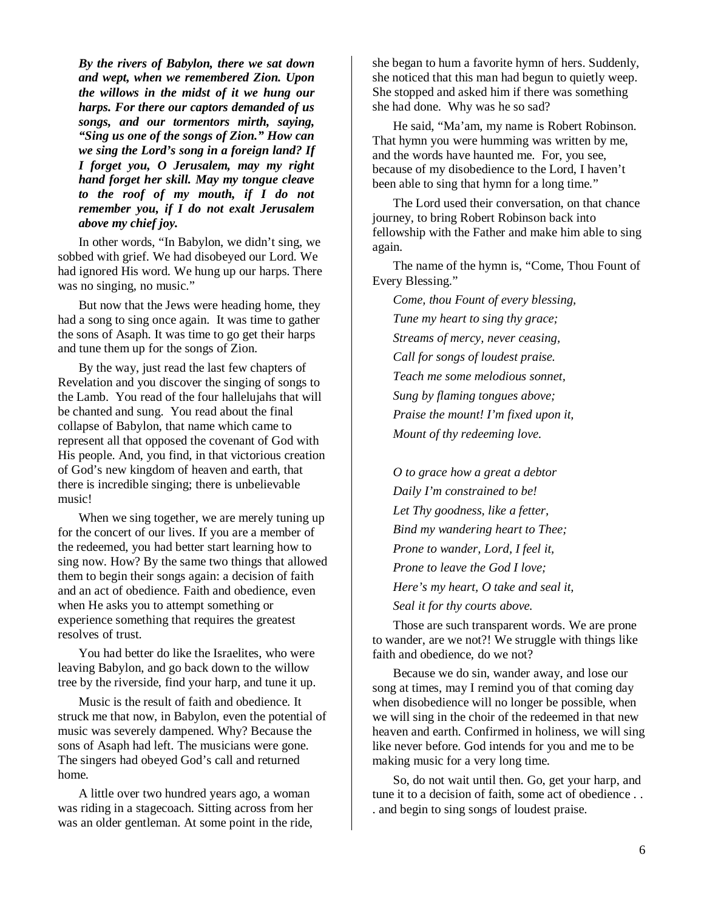***By the rivers of Babylon, there we sat down and wept, when we remembered Zion. Upon the willows in the midst of it we hung our harps. For there our captors demanded of us songs, and our tormentors mirth, saying, "Sing us one of the songs of Zion." How can we sing the Lord's song in a foreign land? If I forget you, O Jerusalem, may my right hand forget her skill. May my tongue cleave to the roof of my mouth, if I do not remember you, if I do not exalt Jerusalem above my chief joy.***

In other words, "In Babylon, we didn't sing, we sobbed with grief. We had disobeyed our Lord. We had ignored His word. We hung up our harps. There was no singing, no music."

But now that the Jews were heading home, they had a song to sing once again. It was time to gather the sons of Asaph. It was time to go get their harps and tune them up for the songs of Zion.

By the way, just read the last few chapters of Revelation and you discover the singing of songs to the Lamb. You read of the four hallelujahs that will be chanted and sung. You read about the final collapse of Babylon, that name which came to represent all that opposed the covenant of God with His people. And, you find, in that victorious creation of God's new kingdom of heaven and earth, that there is incredible singing; there is unbelievable music!

When we sing together, we are merely tuning up for the concert of our lives. If you are a member of the redeemed, you had better start learning how to sing now. How? By the same two things that allowed them to begin their songs again: a decision of faith and an act of obedience. Faith and obedience, even when He asks you to attempt something or experience something that requires the greatest resolves of trust.

You had better do like the Israelites, who were leaving Babylon, and go back down to the willow tree by the riverside, find your harp, and tune it up.

Music is the result of faith and obedience. It struck me that now, in Babylon, even the potential of music was severely dampened. Why? Because the sons of Asaph had left. The musicians were gone. The singers had obeyed God's call and returned home.

A little over two hundred years ago, a woman was riding in a stagecoach. Sitting across from her was an older gentleman. At some point in the ride, she began to hum a favorite hymn of hers. Suddenly, she noticed that this man had begun to quietly weep. She stopped and asked him if there was something she had done. Why was he so sad?

He said, "Ma'am, my name is Robert Robinson. That hymn you were humming was written by me, and the words have haunted me. For, you see, because of my disobedience to the Lord, I haven't been able to sing that hymn for a long time."

The Lord used their conversation, on that chance journey, to bring Robert Robinson back into fellowship with the Father and make him able to sing again.

The name of the hymn is, "Come, Thou Fount of Every Blessing."

*Come, thou Fount of every blessing,*
*Tune my heart to sing thy grace;*
*Streams of mercy, never ceasing,*
*Call for songs of loudest praise.*
*Teach me some melodious sonnet,*
*Sung by flaming tongues above;*
*Praise the mount! I'm fixed upon it,*
*Mount of thy redeeming love.*

*O to grace how a great a debtor*
*Daily I'm constrained to be!*
*Let Thy goodness, like a fetter,*
*Bind my wandering heart to Thee;*
*Prone to wander, Lord, I feel it,*
*Prone to leave the God I love;*
*Here's my heart, O take and seal it,*
*Seal it for thy courts above.*

Those are such transparent words. We are prone to wander, are we not?! We struggle with things like faith and obedience, do we not?

Because we do sin, wander away, and lose our song at times, may I remind you of that coming day when disobedience will no longer be possible, when we will sing in the choir of the redeemed in that new heaven and earth. Confirmed in holiness, we will sing like never before. God intends for you and me to be making music for a very long time.

So, do not wait until then. Go, get your harp, and tune it to a decision of faith, some act of obedience . . . and begin to sing songs of loudest praise.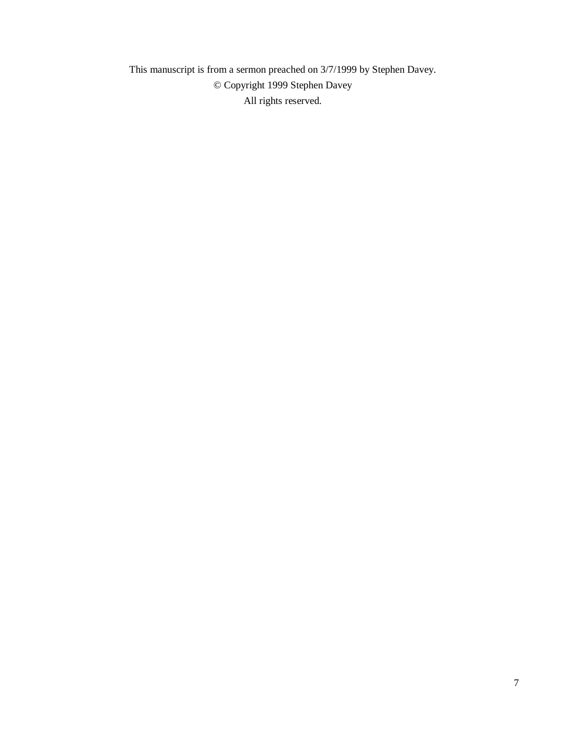This manuscript is from a sermon preached on 3/7/1999 by Stephen Davey.

© Copyright 1999 Stephen Davey

All rights reserved.